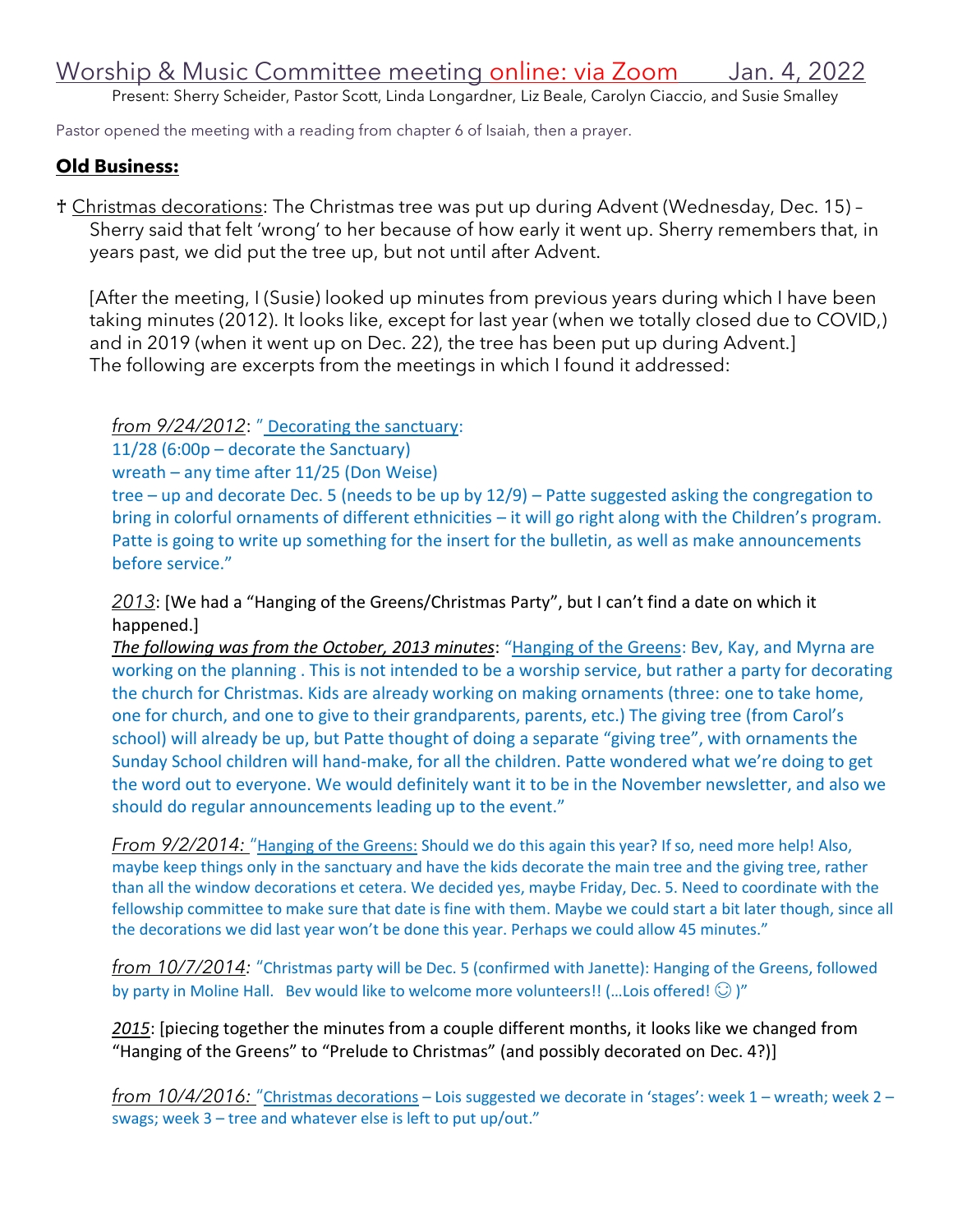# Worship & Music Committee meeting online: via Zoom Jan. 4, 2022

Present: Sherry Scheider, Pastor Scott, Linda Longardner, Liz Beale, Carolyn Ciaccio, and Susie Smalley

Pastor opened the meeting with a reading from chapter 6 of Isaiah, then a prayer.

## **Old Business:**

† Christmas decorations: The Christmas tree was put up during Advent (Wednesday, Dec. 15) – Sherry said that felt 'wrong' to her because of how early it went up. Sherry remembers that, in years past, we did put the tree up, but not until after Advent.

[After the meeting, I (Susie) looked up minutes from previous years during which I have been taking minutes (2012). It looks like, except for last year (when we totally closed due to COVID,) and in 2019 (when it went up on Dec. 22), the tree has been put up during Advent.]
The following are excerpts from the meetings in which I found it addressed:

*from 9/24/2012*: " Decorating the sanctuary:
11/28 (6:00p – decorate the Sanctuary)
wreath – any time after 11/25 (Don Weise)
tree – up and decorate Dec. 5 (needs to be up by 12/9) – Patte suggested asking the congregation to bring in colorful ornaments of different ethnicities – it will go right along with the Children's program. Patte is going to write up something for the insert for the bulletin, as well as make announcements before service."

*2013*: [We had a "Hanging of the Greens/Christmas Party", but I can't find a date on which it happened.]
***The following was from the October, 2013 minutes***: "Hanging of the Greens: Bev, Kay, and Myrna are working on the planning . This is not intended to be a worship service, but rather a party for decorating the church for Christmas. Kids are already working on making ornaments (three: one to take home, one for church, and one to give to their grandparents, parents, etc.) The giving tree (from Carol's school) will already be up, but Patte thought of doing a separate "giving tree", with ornaments the Sunday School children will hand-make, for all the children. Patte wondered what we're doing to get the word out to everyone. We would definitely want it to be in the November newsletter, and also we should do regular announcements leading up to the event."

*From 9/2/2014:* "Hanging of the Greens: Should we do this again this year? If so, need more help! Also, maybe keep things only in the sanctuary and have the kids decorate the main tree and the giving tree, rather than all the window decorations et cetera. We decided yes, maybe Friday, Dec. 5. Need to coordinate with the fellowship committee to make sure that date is fine with them. Maybe we could start a bit later though, since all the decorations we did last year won't be done this year. Perhaps we could allow 45 minutes."

*from 10/7/2014:* "Christmas party will be Dec. 5 (confirmed with Janette): Hanging of the Greens, followed by party in Moline Hall. Bev would like to welcome more volunteers!! (…Lois offered! ☺ )"

***2015***: [piecing together the minutes from a couple different months, it looks like we changed from "Hanging of the Greens" to "Prelude to Christmas" (and possibly decorated on Dec. 4?)]

*from 10/4/2016:* "Christmas decorations – Lois suggested we decorate in 'stages': week 1 – wreath; week 2 – swags; week 3 – tree and whatever else is left to put up/out."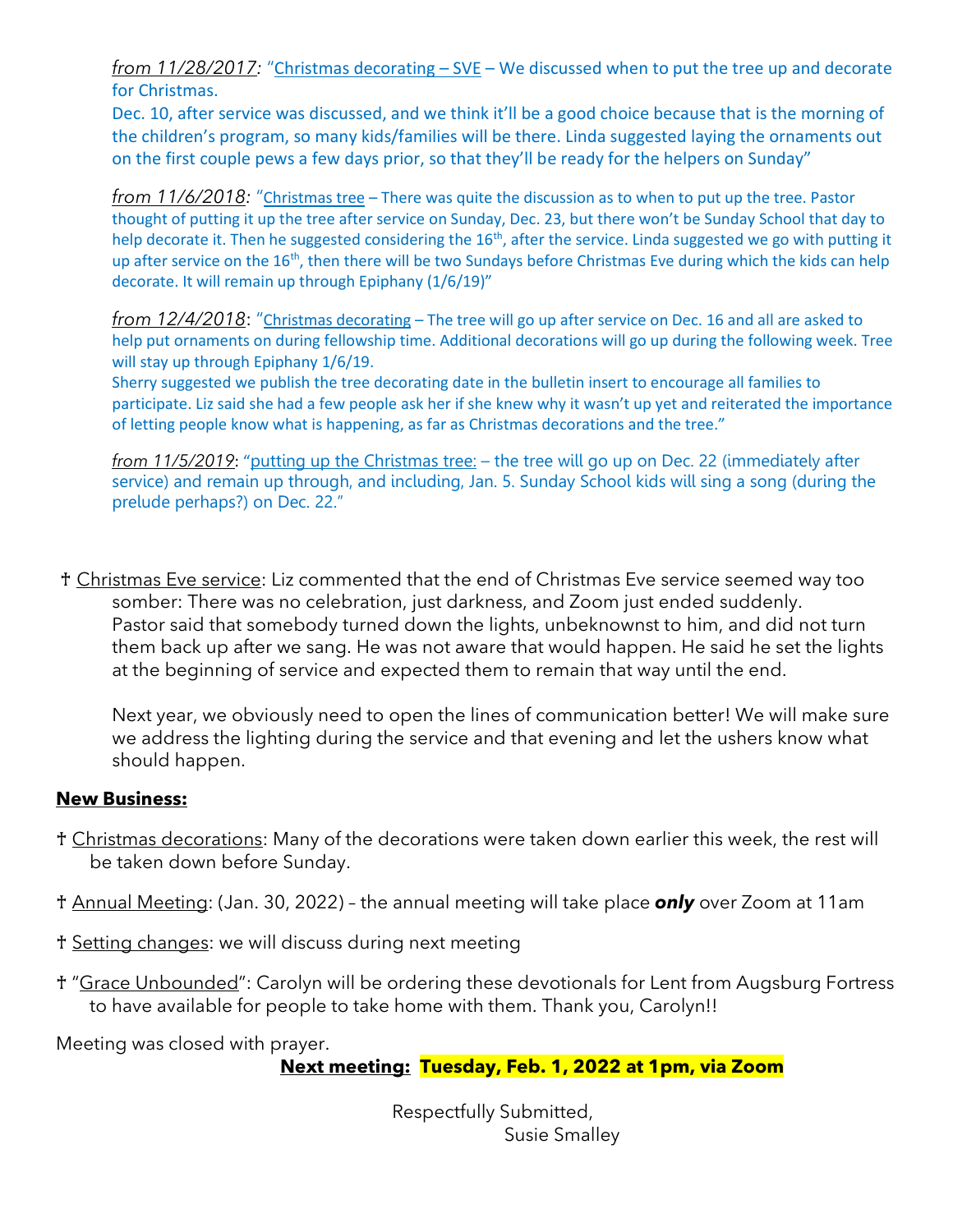*from 11/28/2017*: "Christmas decorating – SVE – We discussed when to put the tree up and decorate for Christmas.
Dec. 10, after service was discussed, and we think it'll be a good choice because that is the morning of the children's program, so many kids/families will be there. Linda suggested laying the ornaments out on the first couple pews a few days prior, so that they'll be ready for the helpers on Sunday"

*from 11/6/2018*: "Christmas tree – There was quite the discussion as to when to put up the tree. Pastor thought of putting it up the tree after service on Sunday, Dec. 23, but there won't be Sunday School that day to help decorate it. Then he suggested considering the 16th, after the service. Linda suggested we go with putting it up after service on the 16th, then there will be two Sundays before Christmas Eve during which the kids can help decorate. It will remain up through Epiphany (1/6/19)"

*from 12/4/2018*: "Christmas decorating – The tree will go up after service on Dec. 16 and all are asked to help put ornaments on during fellowship time. Additional decorations will go up during the following week. Tree will stay up through Epiphany 1/6/19.
Sherry suggested we publish the tree decorating date in the bulletin insert to encourage all families to participate. Liz said she had a few people ask her if she knew why it wasn't up yet and reiterated the importance of letting people know what is happening, as far as Christmas decorations and the tree."

*from 11/5/2019*: "putting up the Christmas tree: – the tree will go up on Dec. 22 (immediately after service) and remain up through, and including, Jan. 5. Sunday School kids will sing a song (during the prelude perhaps?) on Dec. 22."

☦ Christmas Eve service: Liz commented that the end of Christmas Eve service seemed way too somber: There was no celebration, just darkness, and Zoom just ended suddenly. Pastor said that somebody turned down the lights, unbeknownst to him, and did not turn them back up after we sang. He was not aware that would happen. He said he set the lights at the beginning of service and expected them to remain that way until the end.

Next year, we obviously need to open the lines of communication better! We will make sure we address the lighting during the service and that evening and let the ushers know what should happen.

**New Business:**

☦ Christmas decorations: Many of the decorations were taken down earlier this week, the rest will be taken down before Sunday.

☦ Annual Meeting: (Jan. 30, 2022) – the annual meeting will take place ***only*** over Zoom at 11am

☦ Setting changes: we will discuss during next meeting

☦ "Grace Unbounded": Carolyn will be ordering these devotionals for Lent from Augsburg Fortress to have available for people to take home with them. Thank you, Carolyn!!

Meeting was closed with prayer.

**Next meeting: Tuesday, Feb. 1, 2022 at 1pm, via Zoom**

Respectfully Submitted,
Susie Smalley